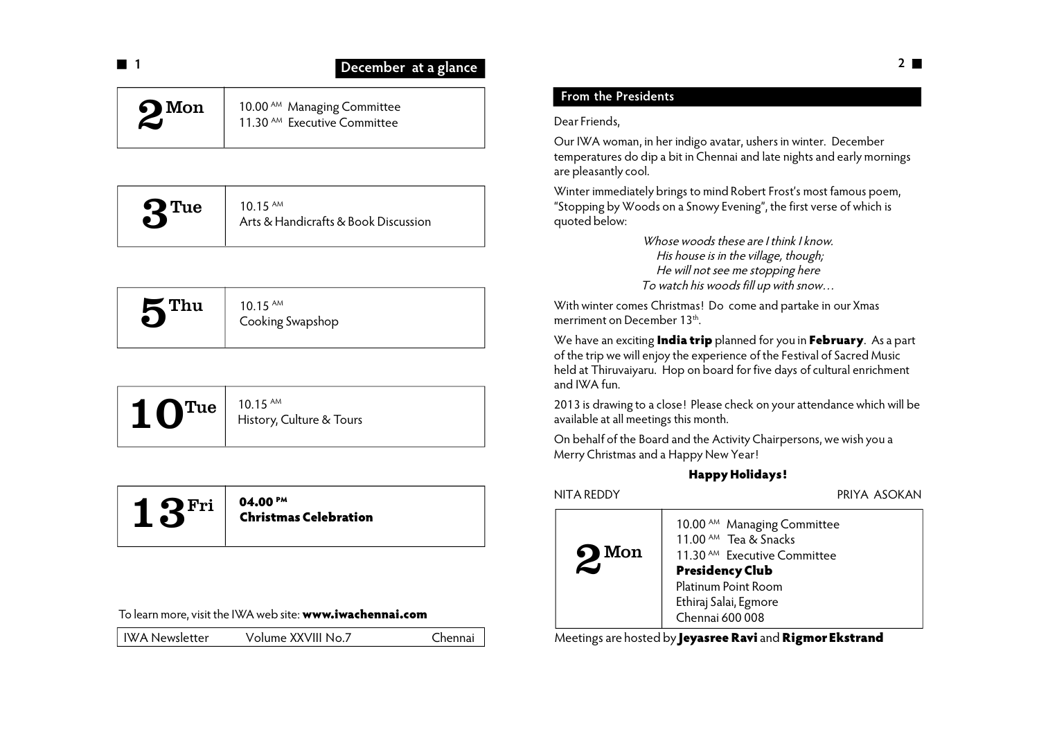## December at a glance

| | |
|---|---|
| **2** Mon | 10.00 AM Managing Committee<br>11.30 AM Executive Committee |

| | |
|---|---|
| **3** Tue | 10.15 AM<br>Arts & Handicrafts & Book Discussion |

| | |
|---|---|
| **5** Thu | 10.15 AM<br>Cooking Swapshop |

| | |
|---|---|
| **10** Tue | 10.15 AM<br>History, Culture & Tours |

| | |
|---|---|
| **13** Fri | **04.00 PM**<br>**Christmas Celebration** |

To learn more, visit the IWA web site: **www.iwachennai.com**

IWA Newsletter Volume XXVIII No.7 Chennai

## From the Presidents

Dear Friends,

Our IWA woman, in her indigo avatar, ushers in winter. December temperatures do dip a bit in Chennai and late nights and early mornings are pleasantly cool.

Winter immediately brings to mind Robert Frost's most famous poem, "Stopping by Woods on a Snowy Evening", the first verse of which is quoted below:

*Whose woods these are I think I know.*
*His house is in the village, though;*
*He will not see me stopping here*
*To watch his woods fill up with snow…*

With winter comes Christmas! Do come and partake in our Xmas merriment on December 13th.

We have an exciting **India trip** planned for you in **February**. As a part of the trip we will enjoy the experience of the Festival of Sacred Music held at Thiruvaiyaru. Hop on board for five days of cultural enrichment and IWA fun.

2013 is drawing to a close! Please check on your attendance which will be available at all meetings this month.

On behalf of the Board and the Activity Chairpersons, we wish you a Merry Christmas and a Happy New Year!

**Happy Holidays!**

NITA REDDY PRIYA ASOKAN

| | |
|---|---|
| **2** Mon | 10.00 AM Managing Committee<br>11.00 AM Tea & Snacks<br>11.30 AM Executive Committee<br>**Presidency Club**<br>Platinum Point Room<br>Ethiraj Salai, Egmore<br>Chennai 600 008 |

Meetings are hosted by **Jeyasree Ravi** and **Rigmor Ekstrand**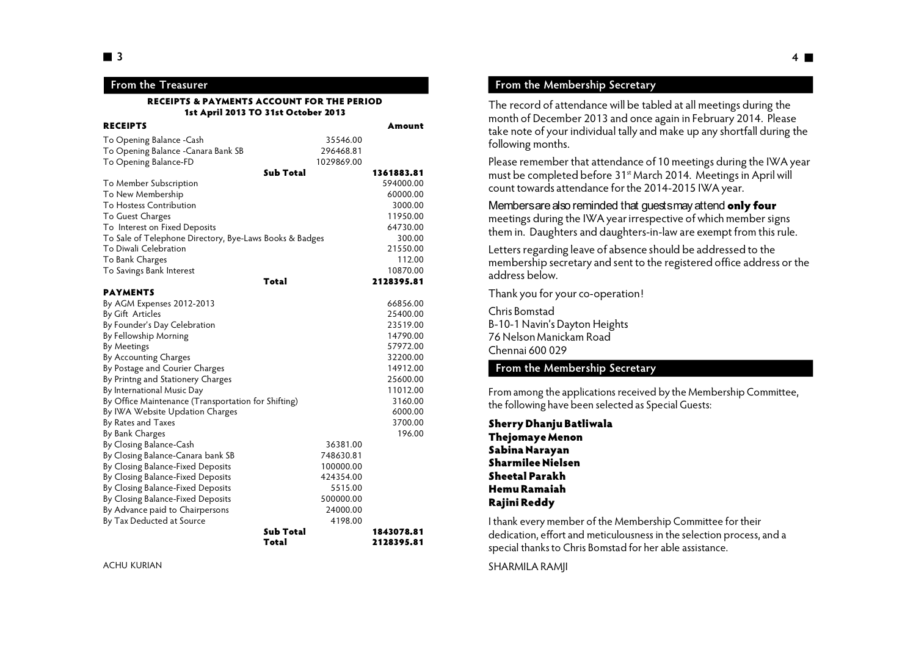## From the Treasurer

**RECEIPTS & PAYMENTS ACCOUNT FOR THE PERIOD**
**1st April 2013 TO 31st October 2013**

| RECEIPTS | | Amount |
|---|---|---|
| To Opening Balance -Cash | 35546.00 | |
| To Opening Balance -Canara Bank SB | 296468.81 | |
| To Opening Balance-FD | 1029869.00 | |
| **Sub Total** | | **1361883.81** |
| To Member Subscription | | 594000.00 |
| To New Membership | | 60000.00 |
| To Hostess Contribution | | 3000.00 |
| To Guest Charges | | 11950.00 |
| To Interest on Fixed Deposits | | 64730.00 |
| To Sale of Telephone Directory, Bye-Laws Books & Badges | | 300.00 |
| To Diwali Celebration | | 21550.00 |
| To Bank Charges | | 112.00 |
| To Savings Bank Interest | | 10870.00 |
| **Total** | | **2128395.81** |
| **PAYMENTS** | | |
| By AGM Expenses 2012-2013 | | 66856.00 |
| By Gift Articles | | 25400.00 |
| By Founder's Day Celebration | | 23519.00 |
| By Fellowship Morning | | 14790.00 |
| By Meetings | | 57972.00 |
| By Accounting Charges | | 32200.00 |
| By Postage and Courier Charges | | 14912.00 |
| By Printng and Stationery Charges | | 25600.00 |
| By International Music Day | | 11012.00 |
| By Office Maintenance (Transportation for Shifting) | | 3160.00 |
| By IWA Website Updation Charges | | 6000.00 |
| By Rates and Taxes | | 3700.00 |
| By Bank Charges | | 196.00 |
| By Closing Balance-Cash | 36381.00 | |
| By Closing Balance-Canara bank SB | 748630.81 | |
| By Closing Balance-Fixed Deposits | 100000.00 | |
| By Closing Balance-Fixed Deposits | 424354.00 | |
| By Closing Balance-Fixed Deposits | 5515.00 | |
| By Closing Balance-Fixed Deposits | 500000.00 | |
| By Advance paid to Chairpersons | 24000.00 | |
| By Tax Deducted at Source | 4198.00 | |
| **Sub Total** | | **1843078.81** |
| **Total** | | **2128395.81** |

ACHU KURIAN

## From the Membership Secretary

The record of attendance will be tabled at all meetings during the month of December 2013 and once again in February 2014. Please take note of your individual tally and make up any shortfall during the following months.

Please remember that attendance of 10 meetings during the IWA year must be completed before 31st March 2014. Meetings in April will count towards attendance for the 2014-2015 IWA year.

Members are also reminded that guests may attend **only four** meetings during the IWA year irrespective of which member signs them in. Daughters and daughters-in-law are exempt from this rule.

Letters regarding leave of absence should be addressed to the membership secretary and sent to the registered office address or the address below.

Thank you for your co-operation!

Chris Bomstad
B-10-1 Navin's Dayton Heights
76 Nelson Manickam Road
Chennai 600 029

## From the Membership Secretary

From among the applications received by the Membership Committee, the following have been selected as Special Guests:

**Sherry Dhanju Batliwala**
**Thejomaye Menon**
**Sabina Narayan**
**Sharmilee Nielsen**
**Sheetal Parakh**
**Hemu Ramaiah**
**Rajini Reddy**

I thank every member of the Membership Committee for their dedication, effort and meticulousness in the selection process, and a special thanks to Chris Bomstad for her able assistance.

SHARMILA RAMJI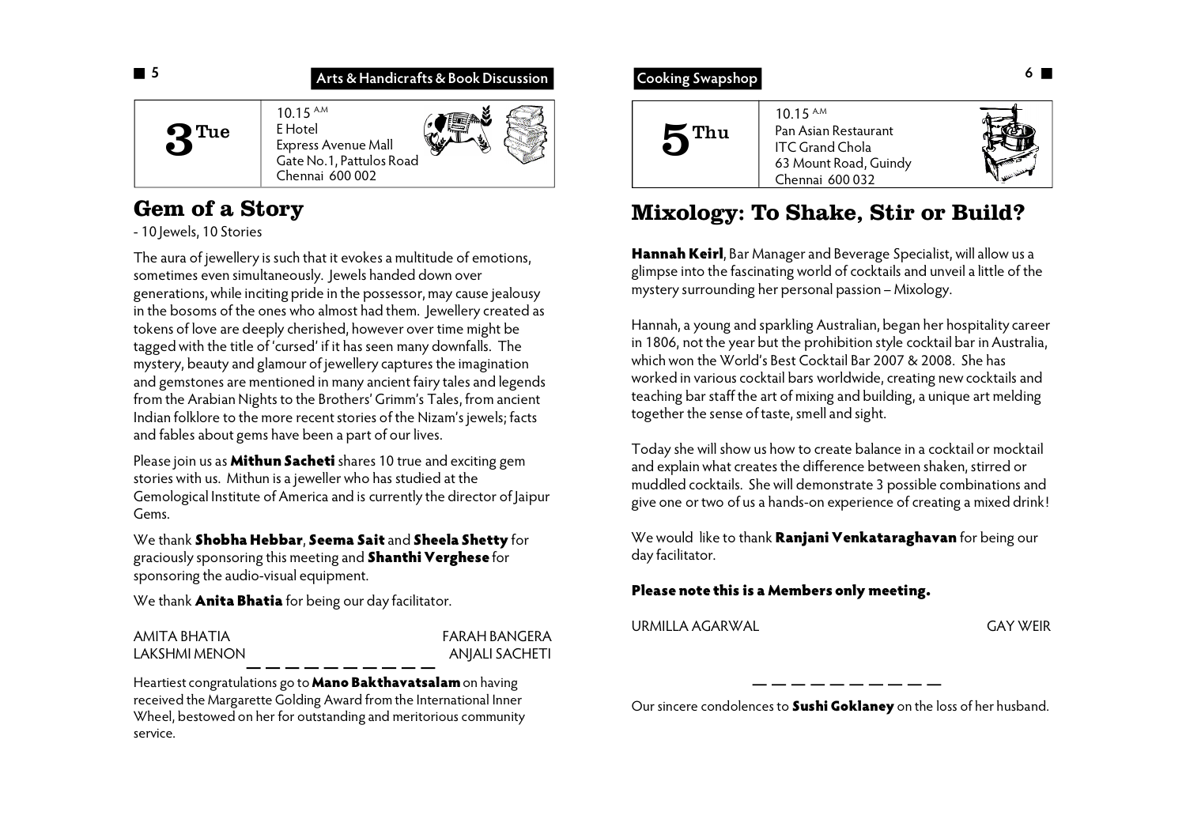**Arts & Handicrafts & Book Discussion**

| **3 Tue** | 10.15 A.M<br>E Hotel<br>Express Avenue Mall<br>Gate No.1, Pattulos Road<br>Chennai 600 002 |
|---|---|

## Gem of a Story

- 10 Jewels, 10 Stories

The aura of jewellery is such that it evokes a multitude of emotions, sometimes even simultaneously. Jewels handed down over generations, while inciting pride in the possessor, may cause jealousy in the bosoms of the ones who almost had them. Jewellery created as tokens of love are deeply cherished, however over time might be tagged with the title of 'cursed' if it has seen many downfalls. The mystery, beauty and glamour of jewellery captures the imagination and gemstones are mentioned in many ancient fairy tales and legends from the Arabian Nights to the Brothers' Grimm's Tales, from ancient Indian folklore to the more recent stories of the Nizam's jewels; facts and fables about gems have been a part of our lives.

Please join us as **Mithun Sacheti** shares 10 true and exciting gem stories with us. Mithun is a jeweller who has studied at the Gemological Institute of America and is currently the director of Jaipur Gems.

We thank **Shobha Hebbar**, **Seema Sait** and **Sheela Shetty** for graciously sponsoring this meeting and **Shanthi Verghese** for sponsoring the audio-visual equipment.

We thank **Anita Bhatia** for being our day facilitator.

AMITA BHATIA — FARAH BANGERA
LAKSHMI MENON — ANJALI SACHETI

---

Heartiest congratulations go to **Mano Bakthavatsalam** on having received the Margarette Golding Award from the International Inner Wheel, bestowed on her for outstanding and meritorious community service.

**Cooking Swapshop**

| **5 Thu** | 10.15 A.M<br>Pan Asian Restaurant<br>ITC Grand Chola<br>63 Mount Road, Guindy<br>Chennai 600 032 |
|---|---|

## Mixology: To Shake, Stir or Build?

**Hannah Keirl**, Bar Manager and Beverage Specialist, will allow us a glimpse into the fascinating world of cocktails and unveil a little of the mystery surrounding her personal passion – Mixology.

Hannah, a young and sparkling Australian, began her hospitality career in 1806, not the year but the prohibition style cocktail bar in Australia, which won the World's Best Cocktail Bar 2007 & 2008. She has worked in various cocktail bars worldwide, creating new cocktails and teaching bar staff the art of mixing and building, a unique art melding together the sense of taste, smell and sight.

Today she will show us how to create balance in a cocktail or mocktail and explain what creates the difference between shaken, stirred or muddled cocktails. She will demonstrate 3 possible combinations and give one or two of us a hands-on experience of creating a mixed drink!

We would like to thank **Ranjani Venkataraghavan** for being our day facilitator.

**Please note this is a Members only meeting.**

URMILLA AGARWAL — GAY WEIR

---

Our sincere condolences to **Sushi Goklaney** on the loss of her husband.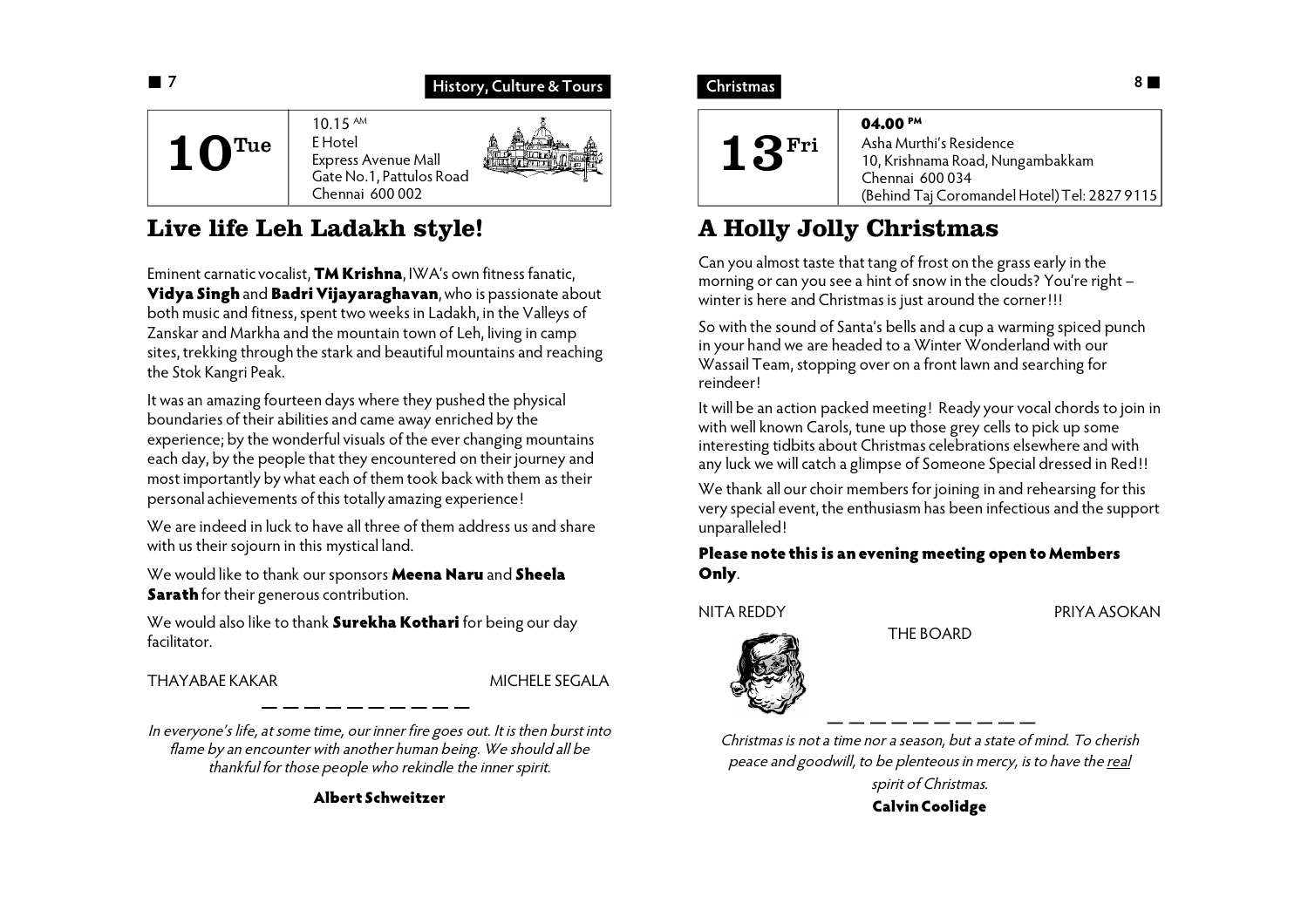History, Culture & Tours

**10** Tue

10.15 AM
E Hotel
Express Avenue Mall
Gate No.1, Pattulos Road
Chennai 600 002

## Live life Leh Ladakh style!

Eminent carnatic vocalist, **TM Krishna**, IWA's own fitness fanatic, **Vidya Singh** and **Badri Vijayaraghavan**, who is passionate about both music and fitness, spent two weeks in Ladakh, in the Valleys of Zanskar and Markha and the mountain town of Leh, living in camp sites, trekking through the stark and beautiful mountains and reaching the Stok Kangri Peak.

It was an amazing fourteen days where they pushed the physical boundaries of their abilities and came away enriched by the experience; by the wonderful visuals of the ever changing mountains each day, by the people that they encountered on their journey and most importantly by what each of them took back with them as their personal achievements of this totally amazing experience!

We are indeed in luck to have all three of them address us and share with us their sojourn in this mystical land.

We would like to thank our sponsors **Meena Naru** and **Sheela Sarath** for their generous contribution.

We would also like to thank **Surekha Kothari** for being our day facilitator.

THAYABAE KAKAR MICHELE SEGALA

— — — — — — — — — —

*In everyone's life, at some time, our inner fire goes out. It is then burst into flame by an encounter with another human being. We should all be thankful for those people who rekindle the inner spirit.*

**Albert Schweitzer**

Christmas

**13** Fri

**04.00 PM**
Asha Murthi's Residence
10, Krishnama Road, Nungambakkam
Chennai 600 034
(Behind Taj Coromandel Hotel) Tel: 2827 9115

## A Holly Jolly Christmas

Can you almost taste that tang of frost on the grass early in the morning or can you see a hint of snow in the clouds? You're right – winter is here and Christmas is just around the corner!!!

So with the sound of Santa's bells and a cup a warming spiced punch in your hand we are headed to a Winter Wonderland with our Wassail Team, stopping over on a front lawn and searching for reindeer!

It will be an action packed meeting! Ready your vocal chords to join in with well known Carols, tune up those grey cells to pick up some interesting tidbits about Christmas celebrations elsewhere and with any luck we will catch a glimpse of Someone Special dressed in Red!!

We thank all our choir members for joining in and rehearsing for this very special event, the enthusiasm has been infectious and the support unparalleled!

**Please note this is an evening meeting open to Members Only**.

NITA REDDY PRIYA ASOKAN

THE BOARD

— — — — — — — — — —

*Christmas is not a time nor a season, but a state of mind. To cherish peace and goodwill, to be plenteous in mercy, is to have the real spirit of Christmas.*

**Calvin Coolidge**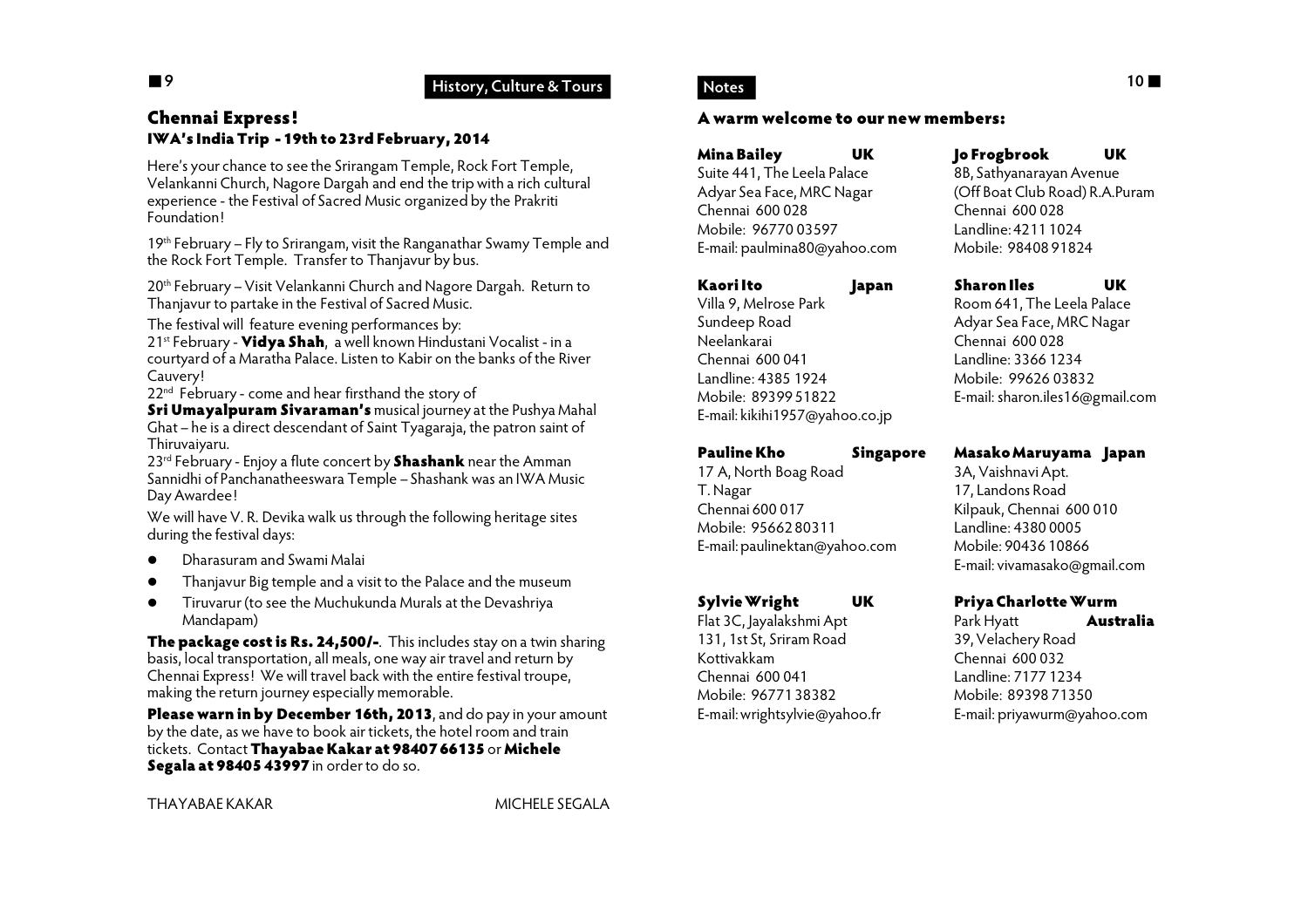## Chennai Express!

### IWA's India Trip - 19th to 23rd February, 2014

Here's your chance to see the Srirangam Temple, Rock Fort Temple, Velankanni Church, Nagore Dargah and end the trip with a rich cultural experience - the Festival of Sacred Music organized by the Prakriti Foundation!

19th February – Fly to Srirangam, visit the Ranganathar Swamy Temple and the Rock Fort Temple. Transfer to Thanjavur by bus.

20th February – Visit Velankanni Church and Nagore Dargah. Return to Thanjavur to partake in the Festival of Sacred Music.

The festival will feature evening performances by:

21st February - **Vidya Shah**, a well known Hindustani Vocalist - in a courtyard of a Maratha Palace. Listen to Kabir on the banks of the River Cauvery!

22nd February - come and hear firsthand the story of **Sri Umayalpuram Sivaraman's** musical journey at the Pushya Mahal Ghat – he is a direct descendant of Saint Tyagaraja, the patron saint of Thiruvaiyaru.

23rd February - Enjoy a flute concert by **Shashank** near the Amman Sannidhi of Panchanatheeswara Temple – Shashank was an IWA Music Day Awardee!

We will have V. R. Devika walk us through the following heritage sites during the festival days:

- Dharasuram and Swami Malai
- Thanjavur Big temple and a visit to the Palace and the museum
- Tiruvarur (to see the Muchukunda Murals at the Devashriya Mandapam)

**The package cost is Rs. 24,500/-**. This includes stay on a twin sharing basis, local transportation, all meals, one way air travel and return by Chennai Express! We will travel back with the entire festival troupe, making the return journey especially memorable.

**Please warn in by December 16th, 2013**, and do pay in your amount by the date, as we have to book air tickets, the hotel room and train tickets. Contact **Thayabae Kakar at 98407 66135** or **Michele Segala at 98405 43997** in order to do so.

THAYABAE KAKAR MICHELE SEGALA

## Notes

### A warm welcome to our new members:

**Mina Bailey** **UK**
Suite 441, The Leela Palace
Adyar Sea Face, MRC Nagar
Chennai 600 028
Mobile: 96770 03597
E-mail: paulmina80@yahoo.com

**Kaori Ito** **Japan**
Villa 9, Melrose Park
Sundeep Road
Neelankarai
Chennai 600 041
Landline: 4385 1924
Mobile: 89399 51822
E-mail: kikihi1957@yahoo.co.jp

**Pauline Kho** **Singapore**
17 A, North Boag Road
T. Nagar
Chennai 600 017
Mobile: 95662 80311
E-mail: paulinektan@yahoo.com

**Sylvie Wright** **UK**
Flat 3C, Jayalakshmi Apt
131, 1st St, Sriram Road
Kottivakkam
Chennai 600 041
Mobile: 96771 38382
E-mail: wrightsylvie@yahoo.fr

**Jo Frogbrook** **UK**
8B, Sathyanarayan Avenue
(Off Boat Club Road) R.A.Puram
Chennai 600 028
Landline: 4211 1024
Mobile: 98408 91824

**Sharon Iles** **UK**
Room 641, The Leela Palace
Adyar Sea Face, MRC Nagar
Chennai 600 028
Landline: 3366 1234
Mobile: 99626 03832
E-mail: sharon.iles16@gmail.com

**Masako Maruyama** **Japan**
3A, Vaishnavi Apt.
17, Landons Road
Kilpauk, Chennai 600 010
Landline: 4380 0005
Mobile: 90436 10866
E-mail: vivamasako@gmail.com

**Priya Charlotte Wurm**
Park Hyatt **Australia**
39, Velachery Road
Chennai 600 032
Landline: 7177 1234
Mobile: 89398 71350
E-mail: priyawurm@yahoo.com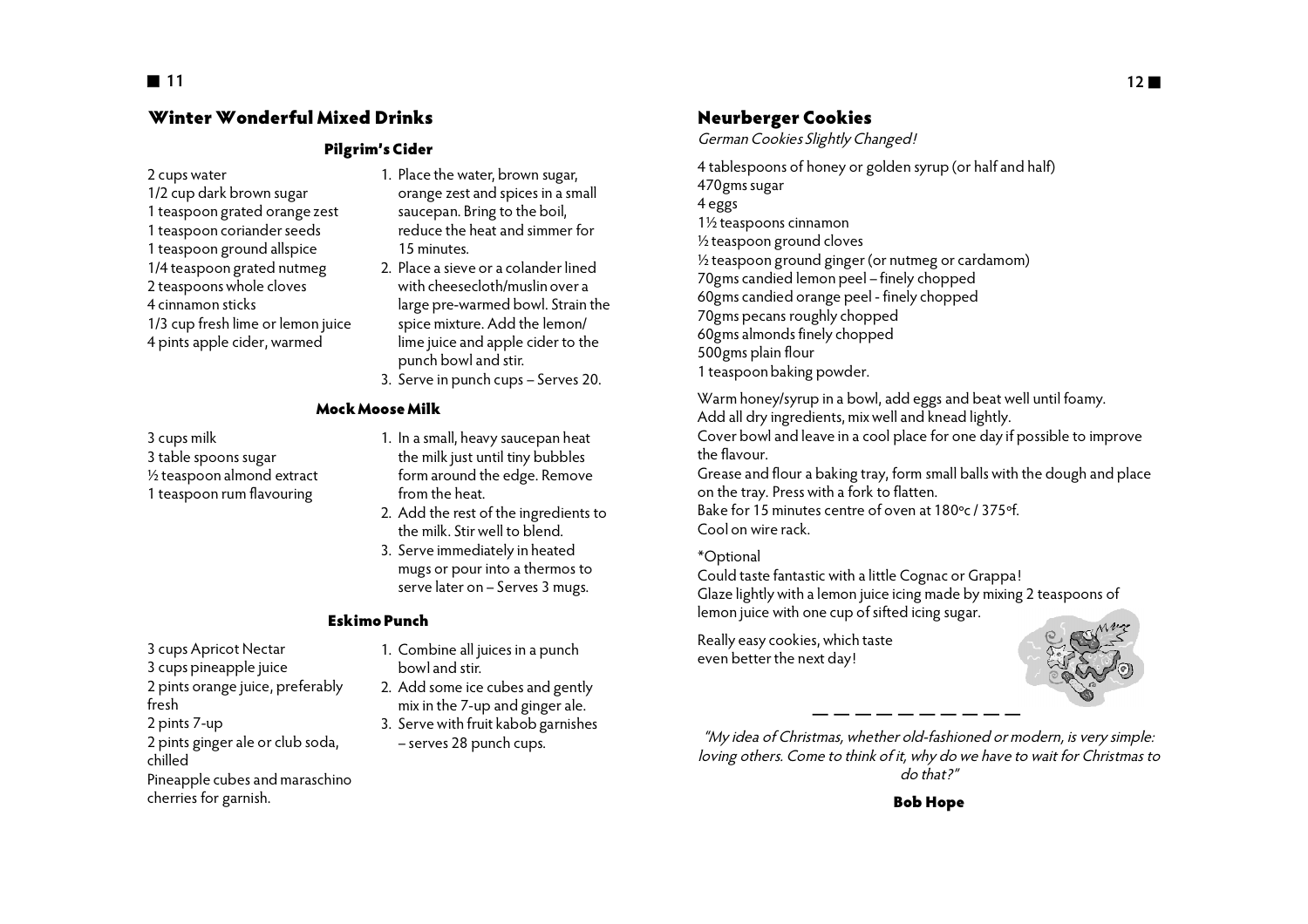## Winter Wonderful Mixed Drinks

### Pilgrim's Cider

2 cups water
1/2 cup dark brown sugar
1 teaspoon grated orange zest
1 teaspoon coriander seeds
1 teaspoon ground allspice
1/4 teaspoon grated nutmeg
2 teaspoons whole cloves
4 cinnamon sticks
1/3 cup fresh lime or lemon juice
4 pints apple cider, warmed

1. Place the water, brown sugar, orange zest and spices in a small saucepan. Bring to the boil, reduce the heat and simmer for 15 minutes.
2. Place a sieve or a colander lined with cheesecloth/muslin over a large pre-warmed bowl. Strain the spice mixture. Add the lemon/lime juice and apple cider to the punch bowl and stir.
3. Serve in punch cups – Serves 20.

### Mock Moose Milk

3 cups milk
3 table spoons sugar
½ teaspoon almond extract
1 teaspoon rum flavouring

1. In a small, heavy saucepan heat the milk just until tiny bubbles form around the edge. Remove from the heat.
2. Add the rest of the ingredients to the milk. Stir well to blend.
3. Serve immediately in heated mugs or pour into a thermos to serve later on – Serves 3 mugs.

### Eskimo Punch

3 cups Apricot Nectar
3 cups pineapple juice
2 pints orange juice, preferably fresh
2 pints 7-up
2 pints ginger ale or club soda, chilled
Pineapple cubes and maraschino cherries for garnish.

1. Combine all juices in a punch bowl and stir.
2. Add some ice cubes and gently mix in the 7-up and ginger ale.
3. Serve with fruit kabob garnishes – serves 28 punch cups.

## Neurberger Cookies

*German Cookies Slightly Changed!*

4 tablespoons of honey or golden syrup (or half and half)
470gms sugar
4 eggs
1½ teaspoons cinnamon
½ teaspoon ground cloves
½ teaspoon ground ginger (or nutmeg or cardamom)
70gms candied lemon peel – finely chopped
60gms candied orange peel - finely chopped
70gms pecans roughly chopped
60gms almonds finely chopped
500gms plain flour
1 teaspoon baking powder.

Warm honey/syrup in a bowl, add eggs and beat well until foamy.
Add all dry ingredients, mix well and knead lightly.
Cover bowl and leave in a cool place for one day if possible to improve the flavour.
Grease and flour a baking tray, form small balls with the dough and place on the tray. Press with a fork to flatten.
Bake for 15 minutes centre of oven at 180ºc / 375ºf.
Cool on wire rack.

*Optional
Could taste fantastic with a little Cognac or Grappa!
Glaze lightly with a lemon juice icing made by mixing 2 teaspoons of lemon juice with one cup of sifted icing sugar.

Really easy cookies, which taste even better the next day!

---

*"My idea of Christmas, whether old-fashioned or modern, is very simple: loving others. Come to think of it, why do we have to wait for Christmas to do that?"*

**Bob Hope**